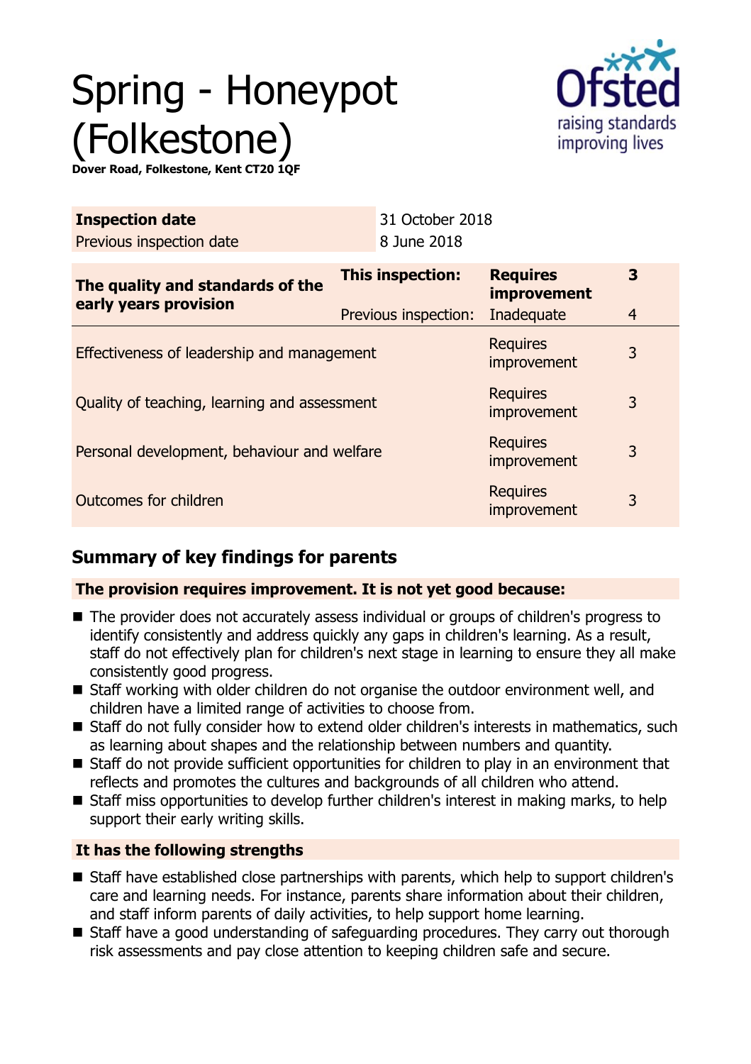# Spring - Honeypot (Folkestone)

**Dover Road, Folkestone, Kent CT20 1QF**

| **Inspection date** | 31 October 2018 |
| --- | --- |
| Previous inspection date | 8 June 2018 |

| **The quality and standards of the early years provision** | **This inspection:** | **Requires improvement** | **3** |
| --- | --- | --- | --- |
| | Previous inspection: | Inadequate | 4 |
| Effectiveness of leadership and management | | Requires improvement | 3 |
| Quality of teaching, learning and assessment | | Requires improvement | 3 |
| Personal development, behaviour and welfare | | Requires improvement | 3 |
| Outcomes for children | | Requires improvement | 3 |

## Summary of key findings for parents

**The provision requires improvement. It is not yet good because:**

- The provider does not accurately assess individual or groups of children's progress to identify consistently and address quickly any gaps in children's learning. As a result, staff do not effectively plan for children's next stage in learning to ensure they all make consistently good progress.
- Staff working with older children do not organise the outdoor environment well, and children have a limited range of activities to choose from.
- Staff do not fully consider how to extend older children's interests in mathematics, such as learning about shapes and the relationship between numbers and quantity.
- Staff do not provide sufficient opportunities for children to play in an environment that reflects and promotes the cultures and backgrounds of all children who attend.
- Staff miss opportunities to develop further children's interest in making marks, to help support their early writing skills.

**It has the following strengths**

- Staff have established close partnerships with parents, which help to support children's care and learning needs. For instance, parents share information about their children, and staff inform parents of daily activities, to help support home learning.
- Staff have a good understanding of safeguarding procedures. They carry out thorough risk assessments and pay close attention to keeping children safe and secure.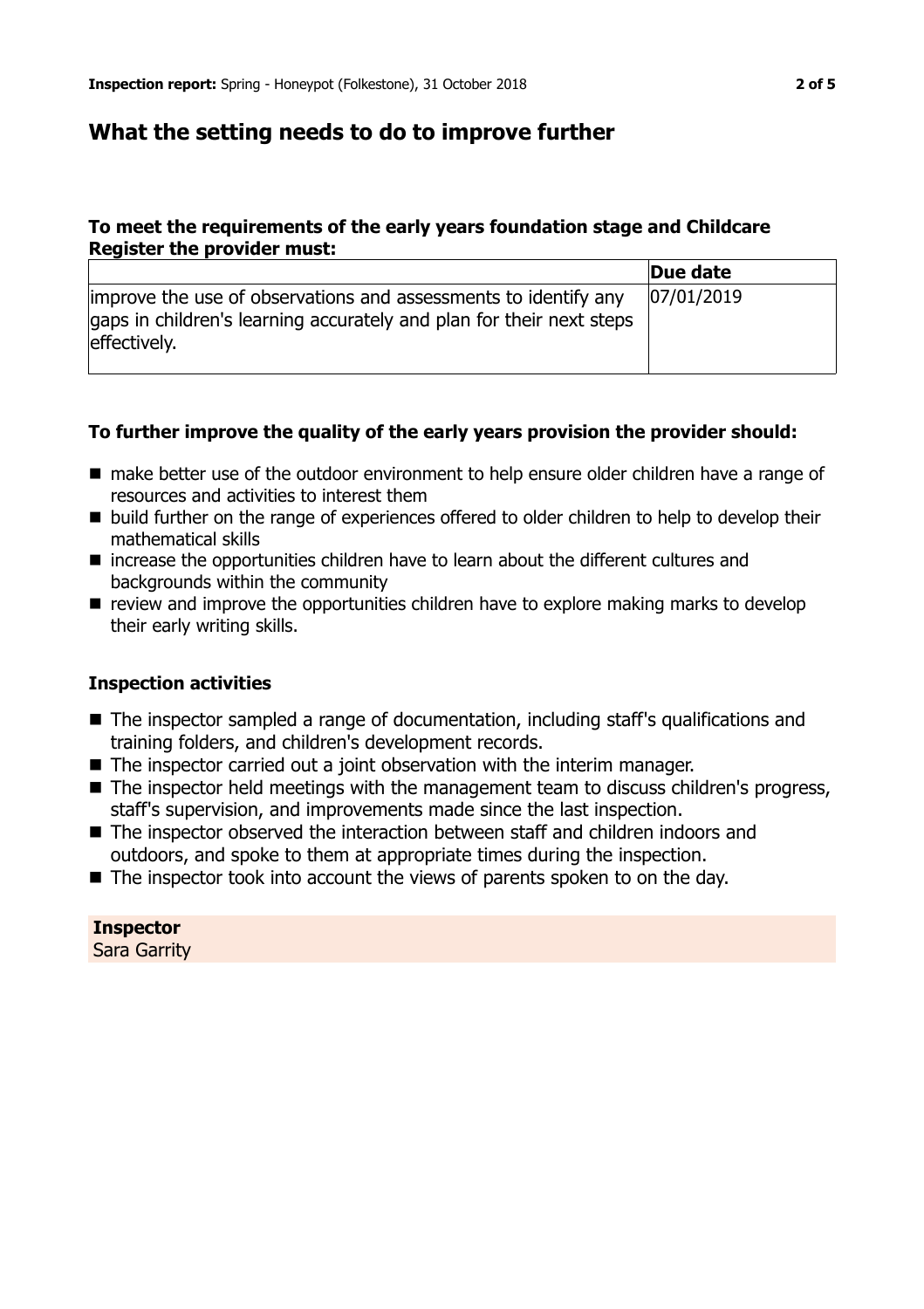## What the setting needs to do to improve further

### To meet the requirements of the early years foundation stage and Childcare Register the provider must:

| | Due date |
|---|---|
| improve the use of observations and assessments to identify any gaps in children's learning accurately and plan for their next steps effectively. | 07/01/2019 |

### To further improve the quality of the early years provision the provider should:

- make better use of the outdoor environment to help ensure older children have a range of resources and activities to interest them
- build further on the range of experiences offered to older children to help to develop their mathematical skills
- increase the opportunities children have to learn about the different cultures and backgrounds within the community
- review and improve the opportunities children have to explore making marks to develop their early writing skills.

### Inspection activities

- The inspector sampled a range of documentation, including staff's qualifications and training folders, and children's development records.
- The inspector carried out a joint observation with the interim manager.
- The inspector held meetings with the management team to discuss children's progress, staff's supervision, and improvements made since the last inspection.
- The inspector observed the interaction between staff and children indoors and outdoors, and spoke to them at appropriate times during the inspection.
- The inspector took into account the views of parents spoken to on the day.

**Inspector**
Sara Garrity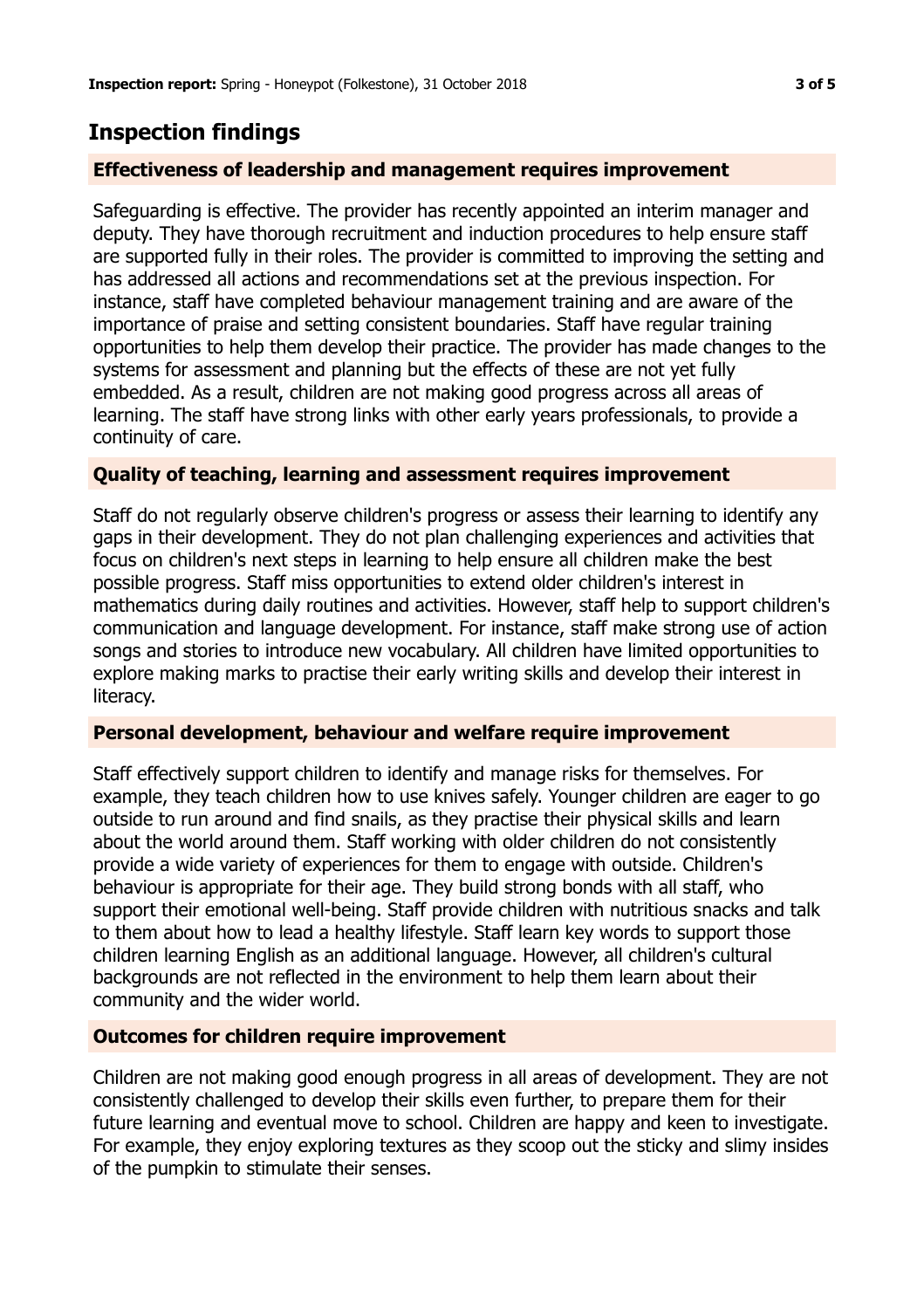## Inspection findings

### Effectiveness of leadership and management requires improvement

Safeguarding is effective. The provider has recently appointed an interim manager and deputy. They have thorough recruitment and induction procedures to help ensure staff are supported fully in their roles. The provider is committed to improving the setting and has addressed all actions and recommendations set at the previous inspection. For instance, staff have completed behaviour management training and are aware of the importance of praise and setting consistent boundaries. Staff have regular training opportunities to help them develop their practice. The provider has made changes to the systems for assessment and planning but the effects of these are not yet fully embedded. As a result, children are not making good progress across all areas of learning. The staff have strong links with other early years professionals, to provide a continuity of care.

### Quality of teaching, learning and assessment requires improvement

Staff do not regularly observe children's progress or assess their learning to identify any gaps in their development. They do not plan challenging experiences and activities that focus on children's next steps in learning to help ensure all children make the best possible progress. Staff miss opportunities to extend older children's interest in mathematics during daily routines and activities. However, staff help to support children's communication and language development. For instance, staff make strong use of action songs and stories to introduce new vocabulary. All children have limited opportunities to explore making marks to practise their early writing skills and develop their interest in literacy.

### Personal development, behaviour and welfare require improvement

Staff effectively support children to identify and manage risks for themselves. For example, they teach children how to use knives safely. Younger children are eager to go outside to run around and find snails, as they practise their physical skills and learn about the world around them. Staff working with older children do not consistently provide a wide variety of experiences for them to engage with outside. Children's behaviour is appropriate for their age. They build strong bonds with all staff, who support their emotional well-being. Staff provide children with nutritious snacks and talk to them about how to lead a healthy lifestyle. Staff learn key words to support those children learning English as an additional language. However, all children's cultural backgrounds are not reflected in the environment to help them learn about their community and the wider world.

### Outcomes for children require improvement

Children are not making good enough progress in all areas of development. They are not consistently challenged to develop their skills even further, to prepare them for their future learning and eventual move to school. Children are happy and keen to investigate. For example, they enjoy exploring textures as they scoop out the sticky and slimy insides of the pumpkin to stimulate their senses.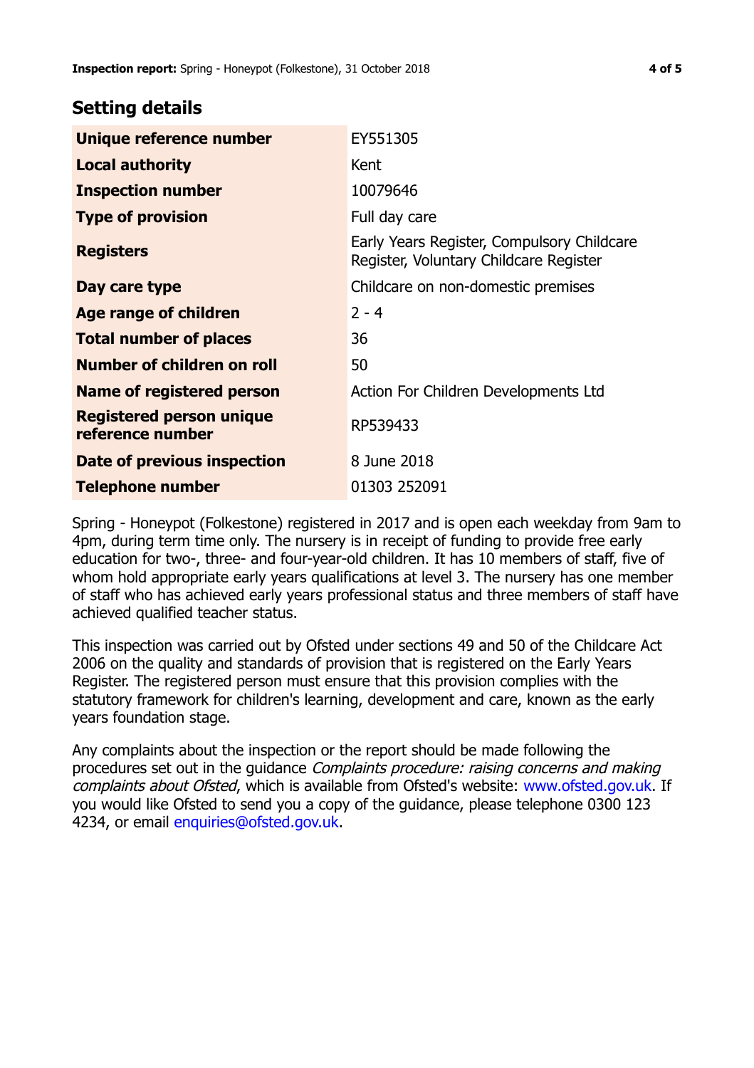## Setting details

| | |
|---|---|
| **Unique reference number** | EY551305 |
| **Local authority** | Kent |
| **Inspection number** | 10079646 |
| **Type of provision** | Full day care |
| **Registers** | Early Years Register, Compulsory Childcare Register, Voluntary Childcare Register |
| **Day care type** | Childcare on non-domestic premises |
| **Age range of children** | 2 - 4 |
| **Total number of places** | 36 |
| **Number of children on roll** | 50 |
| **Name of registered person** | Action For Children Developments Ltd |
| **Registered person unique reference number** | RP539433 |
| **Date of previous inspection** | 8 June 2018 |
| **Telephone number** | 01303 252091 |

Spring - Honeypot (Folkestone) registered in 2017 and is open each weekday from 9am to 4pm, during term time only. The nursery is in receipt of funding to provide free early education for two-, three- and four-year-old children. It has 10 members of staff, five of whom hold appropriate early years qualifications at level 3. The nursery has one member of staff who has achieved early years professional status and three members of staff have achieved qualified teacher status.

This inspection was carried out by Ofsted under sections 49 and 50 of the Childcare Act 2006 on the quality and standards of provision that is registered on the Early Years Register. The registered person must ensure that this provision complies with the statutory framework for children's learning, development and care, known as the early years foundation stage.

Any complaints about the inspection or the report should be made following the procedures set out in the guidance *Complaints procedure: raising concerns and making complaints about Ofsted*, which is available from Ofsted's website: www.ofsted.gov.uk. If you would like Ofsted to send you a copy of the guidance, please telephone 0300 123 4234, or email enquiries@ofsted.gov.uk.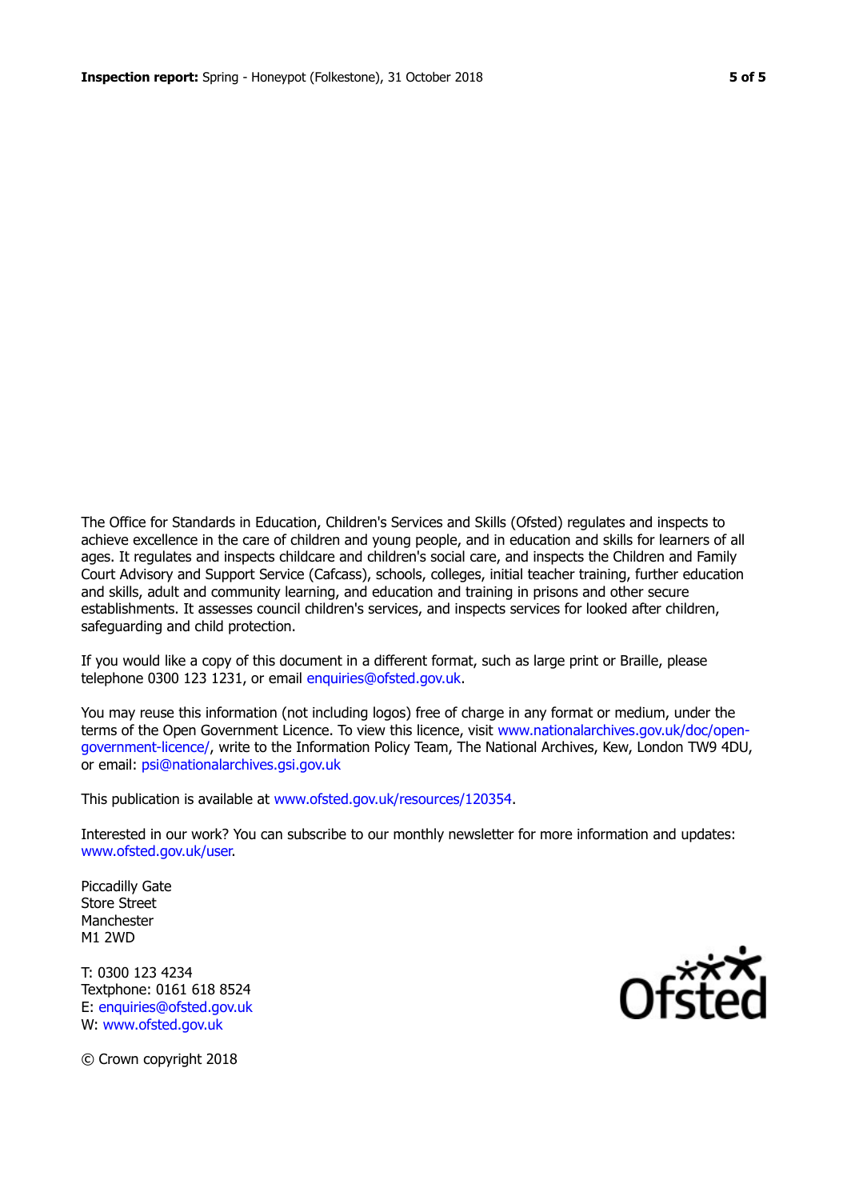The Office for Standards in Education, Children's Services and Skills (Ofsted) regulates and inspects to achieve excellence in the care of children and young people, and in education and skills for learners of all ages. It regulates and inspects childcare and children's social care, and inspects the Children and Family Court Advisory and Support Service (Cafcass), schools, colleges, initial teacher training, further education and skills, adult and community learning, and education and training in prisons and other secure establishments. It assesses council children's services, and inspects services for looked after children, safeguarding and child protection.

If you would like a copy of this document in a different format, such as large print or Braille, please telephone 0300 123 1231, or email enquiries@ofsted.gov.uk.

You may reuse this information (not including logos) free of charge in any format or medium, under the terms of the Open Government Licence. To view this licence, visit www.nationalarchives.gov.uk/doc/open-government-licence/, write to the Information Policy Team, The National Archives, Kew, London TW9 4DU, or email: psi@nationalarchives.gsi.gov.uk

This publication is available at www.ofsted.gov.uk/resources/120354.

Interested in our work? You can subscribe to our monthly newsletter for more information and updates: www.ofsted.gov.uk/user.

Piccadilly Gate
Store Street
Manchester
M1 2WD

T: 0300 123 4234
Textphone: 0161 618 8524
E: enquiries@ofsted.gov.uk
W: www.ofsted.gov.uk

© Crown copyright 2018